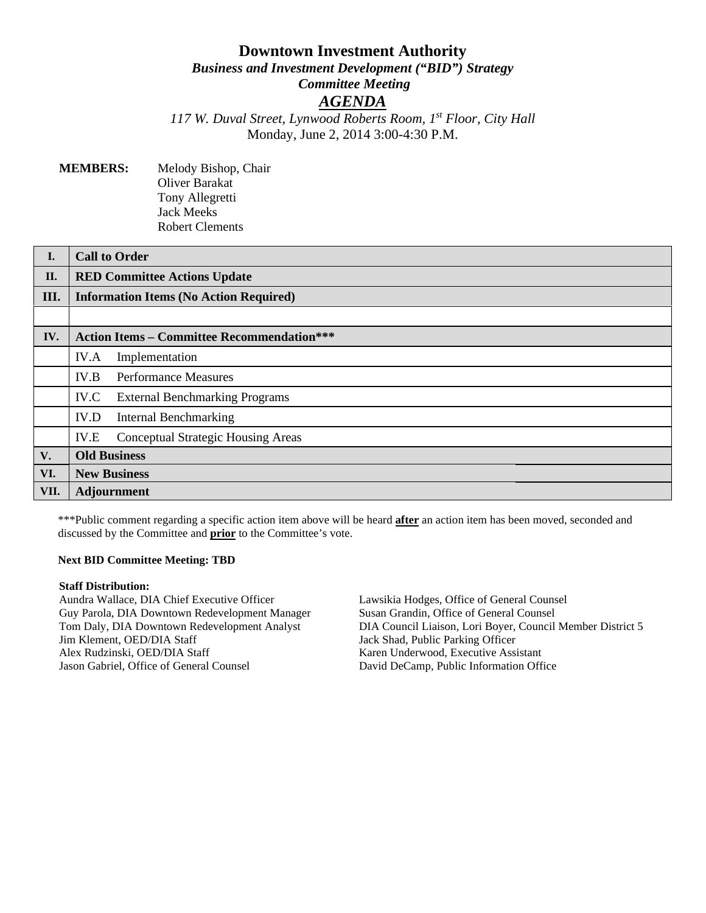# Downtown Investment Authority

***Business and Investment Development ("BID") Strategy***

***Committee Meeting***

***AGENDA***

*117 W. Duval Street, Lynwood Roberts Room, 1st Floor, City Hall*

Monday, June 2, 2014 3:00-4:30 P.M.

**MEMBERS:** Melody Bishop, Chair
Oliver Barakat
Tony Allegretti
Jack Meeks
Robert Clements

| | |
|---|---|
| **I.** | **Call to Order** |
| **II.** | **RED Committee Actions Update** |
| **III.** | **Information Items (No Action Required)** |
| | |
| **IV.** | **Action Items – Committee Recommendation*** ** |
| | IV.A Implementation |
| | IV.B Performance Measures |
| | IV.C External Benchmarking Programs |
| | IV.D Internal Benchmarking |
| | IV.E Conceptual Strategic Housing Areas |
| **V.** | **Old Business** |
| **VI.** | **New Business** |
| **VII.** | **Adjournment** |

***Public comment regarding a specific action item above will be heard **after** an action item has been moved, seconded and discussed by the Committee and **prior** to the Committee's vote.

**Next BID Committee Meeting: TBD**

**Staff Distribution:**

Aundra Wallace, DIA Chief Executive Officer
Guy Parola, DIA Downtown Redevelopment Manager
Tom Daly, DIA Downtown Redevelopment Analyst
Jim Klement, OED/DIA Staff
Alex Rudzinski, OED/DIA Staff
Jason Gabriel, Office of General Counsel
Lawsikia Hodges, Office of General Counsel
Susan Grandin, Office of General Counsel
DIA Council Liaison, Lori Boyer, Council Member District 5
Jack Shad, Public Parking Officer
Karen Underwood, Executive Assistant
David DeCamp, Public Information Office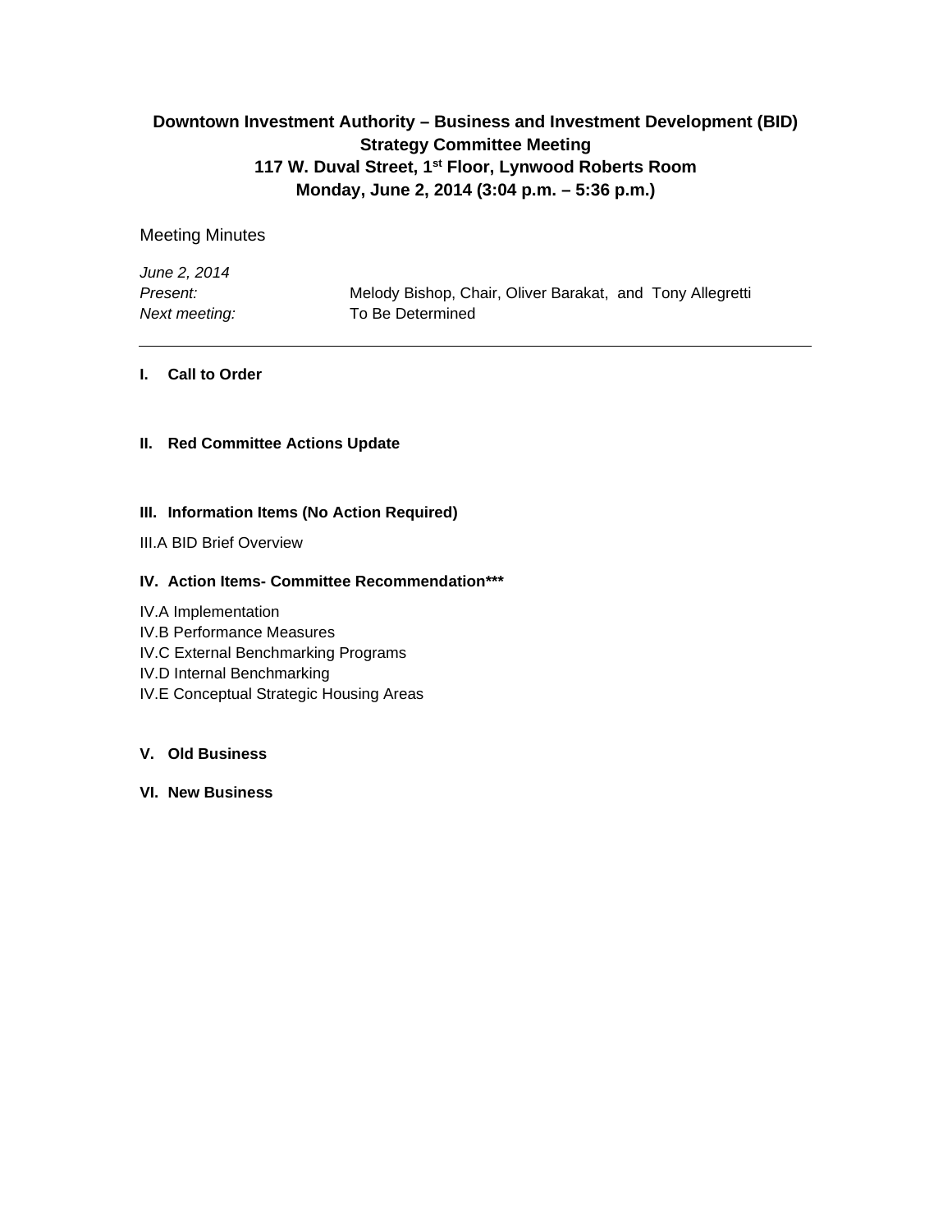**Downtown Investment Authority – Business and Investment Development (BID) Strategy Committee Meeting**
**117 W. Duval Street, 1st Floor, Lynwood Roberts Room**
**Monday, June 2, 2014 (3:04 p.m. – 5:36 p.m.)**

Meeting Minutes

| | |
|---|---|
| *June 2, 2014* | |
| *Present:* | Melody Bishop, Chair, Oliver Barakat, and Tony Allegretti |
| *Next meeting:* | To Be Determined |

---

**I. Call to Order**

**II. Red Committee Actions Update**

**III. Information Items (No Action Required)**

III.A BID Brief Overview

**IV. Action Items- Committee Recommendation*****

IV.A Implementation
IV.B Performance Measures
IV.C External Benchmarking Programs
IV.D Internal Benchmarking
IV.E Conceptual Strategic Housing Areas

**V. Old Business**

**VI. New Business**